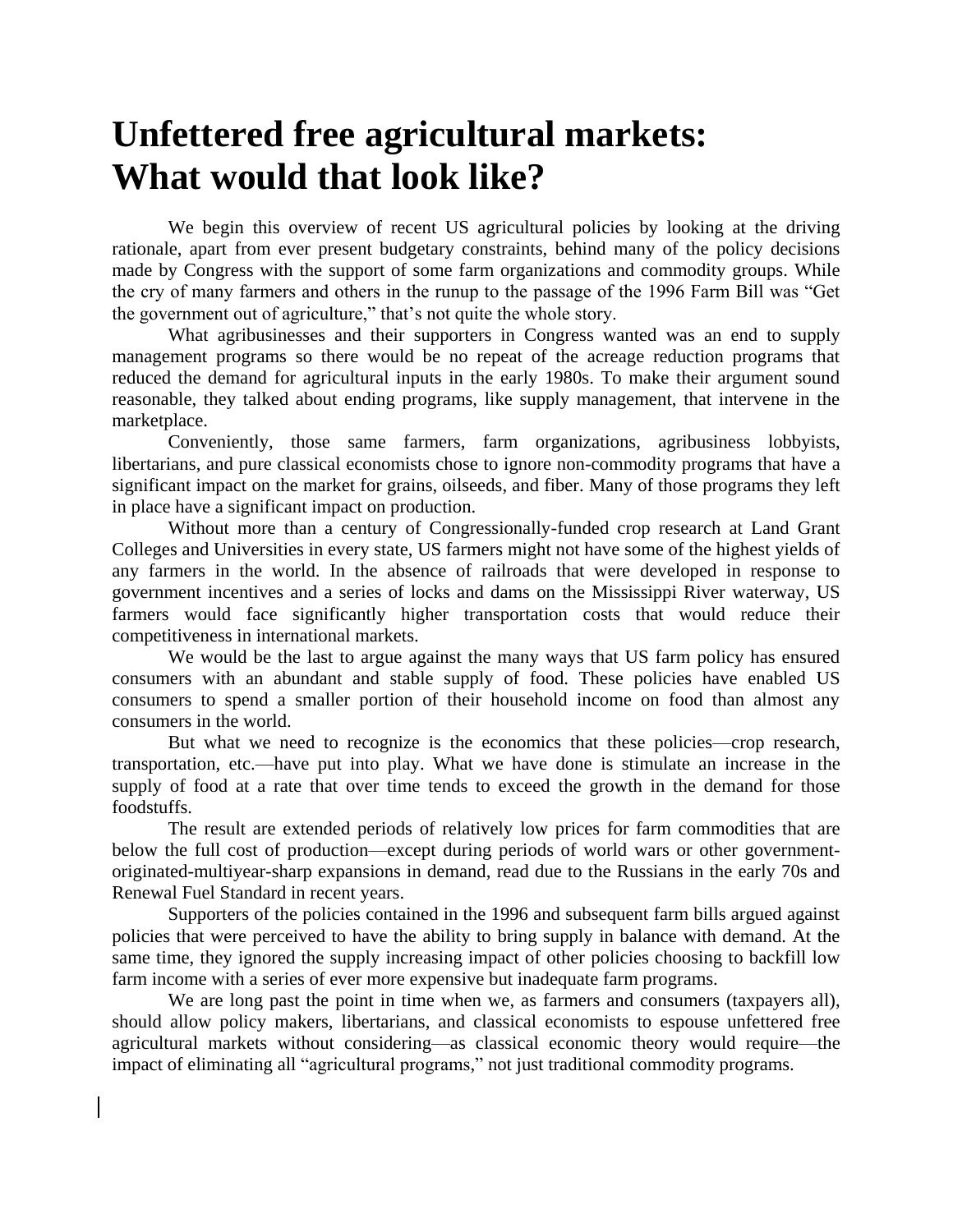# Unfettered free agricultural markets: What would that look like?

We begin this overview of recent US agricultural policies by looking at the driving rationale, apart from ever present budgetary constraints, behind many of the policy decisions made by Congress with the support of some farm organizations and commodity groups. While the cry of many farmers and others in the runup to the passage of the 1996 Farm Bill was "Get the government out of agriculture," that's not quite the whole story.

What agribusinesses and their supporters in Congress wanted was an end to supply management programs so there would be no repeat of the acreage reduction programs that reduced the demand for agricultural inputs in the early 1980s. To make their argument sound reasonable, they talked about ending programs, like supply management, that intervene in the marketplace.

Conveniently, those same farmers, farm organizations, agribusiness lobbyists, libertarians, and pure classical economists chose to ignore non-commodity programs that have a significant impact on the market for grains, oilseeds, and fiber. Many of those programs they left in place have a significant impact on production.

Without more than a century of Congressionally-funded crop research at Land Grant Colleges and Universities in every state, US farmers might not have some of the highest yields of any farmers in the world. In the absence of railroads that were developed in response to government incentives and a series of locks and dams on the Mississippi River waterway, US farmers would face significantly higher transportation costs that would reduce their competitiveness in international markets.

We would be the last to argue against the many ways that US farm policy has ensured consumers with an abundant and stable supply of food. These policies have enabled US consumers to spend a smaller portion of their household income on food than almost any consumers in the world.

But what we need to recognize is the economics that these policies—crop research, transportation, etc.—have put into play. What we have done is stimulate an increase in the supply of food at a rate that over time tends to exceed the growth in the demand for those foodstuffs.

The result are extended periods of relatively low prices for farm commodities that are below the full cost of production—except during periods of world wars or other government-originated-multiyear-sharp expansions in demand, read due to the Russians in the early 70s and Renewal Fuel Standard in recent years.

Supporters of the policies contained in the 1996 and subsequent farm bills argued against policies that were perceived to have the ability to bring supply in balance with demand. At the same time, they ignored the supply increasing impact of other policies choosing to backfill low farm income with a series of ever more expensive but inadequate farm programs.

We are long past the point in time when we, as farmers and consumers (taxpayers all), should allow policy makers, libertarians, and classical economists to espouse unfettered free agricultural markets without considering—as classical economic theory would require—the impact of eliminating all "agricultural programs," not just traditional commodity programs.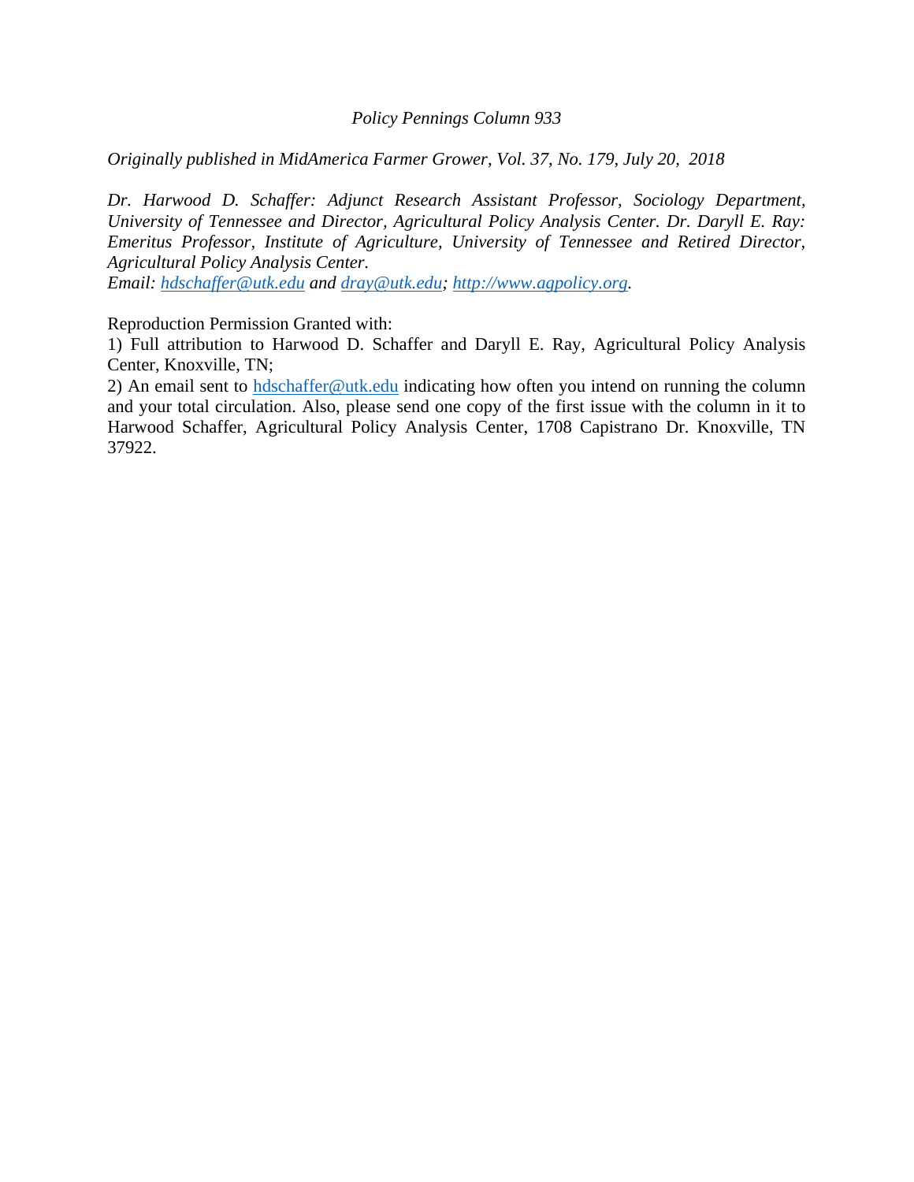*Policy Pennings Column 933*

*Originally published in MidAmerica Farmer Grower, Vol. 37, No. 179, July 20, 2018*

*Dr. Harwood D. Schaffer: Adjunct Research Assistant Professor, Sociology Department, University of Tennessee and Director, Agricultural Policy Analysis Center. Dr. Daryll E. Ray: Emeritus Professor, Institute of Agriculture, University of Tennessee and Retired Director, Agricultural Policy Analysis Center.*
*Email: [hdschaffer@utk.edu](mailto:hdschaffer@utk.edu) and [dray@utk.edu](mailto:dray@utk.edu); [http://www.agpolicy.org](http://www.agpolicy.org).*

Reproduction Permission Granted with:
1) Full attribution to Harwood D. Schaffer and Daryll E. Ray, Agricultural Policy Analysis Center, Knoxville, TN;
2) An email sent to [hdschaffer@utk.edu](mailto:hdschaffer@utk.edu) indicating how often you intend on running the column and your total circulation. Also, please send one copy of the first issue with the column in it to Harwood Schaffer, Agricultural Policy Analysis Center, 1708 Capistrano Dr. Knoxville, TN 37922.